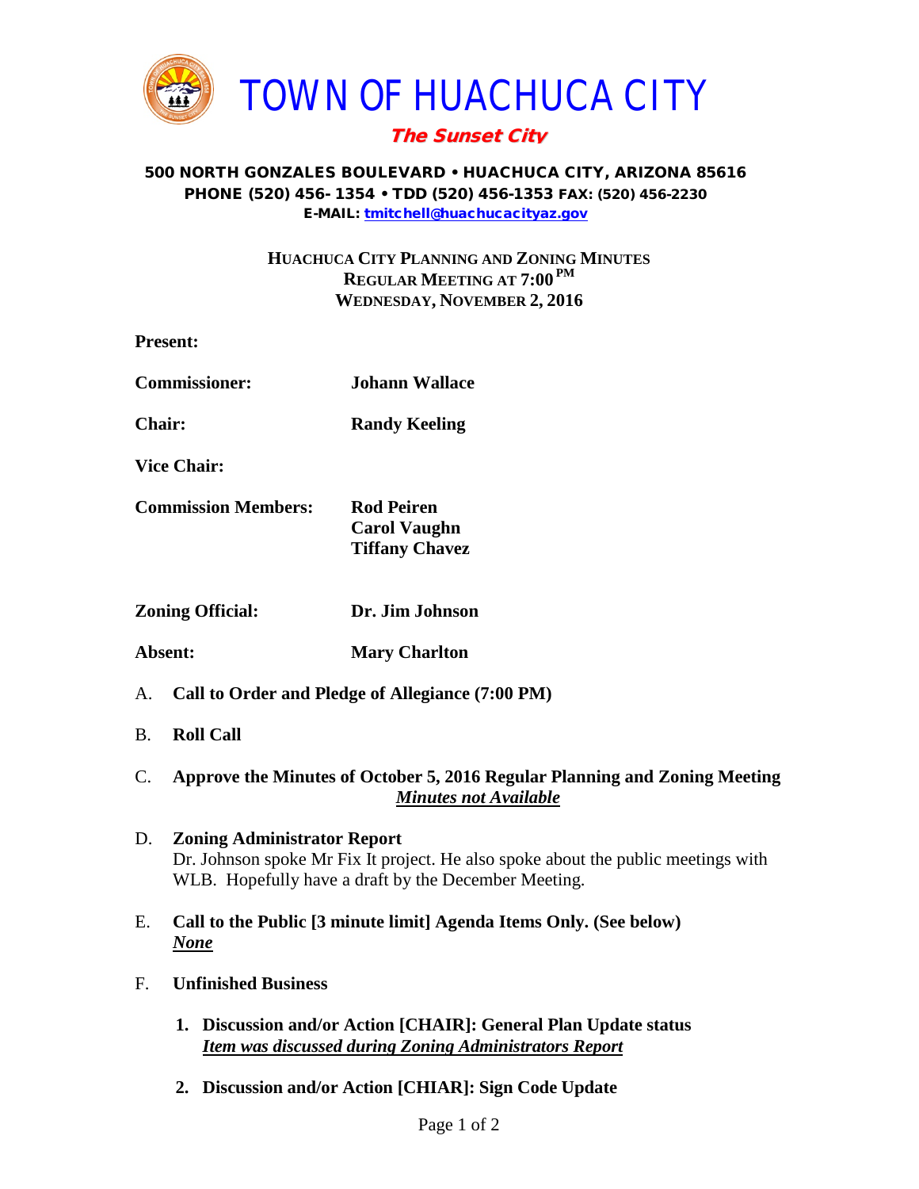# TOWN OF HUACHUCA CITY

***The Sunset City***

**500 NORTH GONZALES BOULEVARD • HUACHUCA CITY, ARIZONA 85616**
**PHONE (520) 456- 1354 • TDD (520) 456-1353 FAX: (520) 456-2230**
**E-MAIL: tmitchell@huachucacityaz.gov**

**HUACHUCA CITY PLANNING AND ZONING MINUTES**
**REGULAR MEETING AT 7:00 PM**
**WEDNESDAY, NOVEMBER 2, 2016**

**Present:**

**Commissioner:** **Johann Wallace**

**Chair:** **Randy Keeling**

**Vice Chair:**

**Commission Members:** **Rod Peiren**
**Carol Vaughn**
**Tiffany Chavez**

**Zoning Official:** **Dr. Jim Johnson**

**Absent:** **Mary Charlton**

A. **Call to Order and Pledge of Allegiance (7:00 PM)**

B. **Roll Call**

C. **Approve the Minutes of October 5, 2016 Regular Planning and Zoning Meeting**
***Minutes not Available***

D. **Zoning Administrator Report**
Dr. Johnson spoke Mr Fix It project. He also spoke about the public meetings with WLB. Hopefully have a draft by the December Meeting.

E. **Call to the Public [3 minute limit] Agenda Items Only. (See below)**
***None***

F. **Unfinished Business**

1. **Discussion and/or Action [CHAIR]: General Plan Update status**
***Item was discussed during Zoning Administrators Report***

2. **Discussion and/or Action [CHIAR]: Sign Code Update**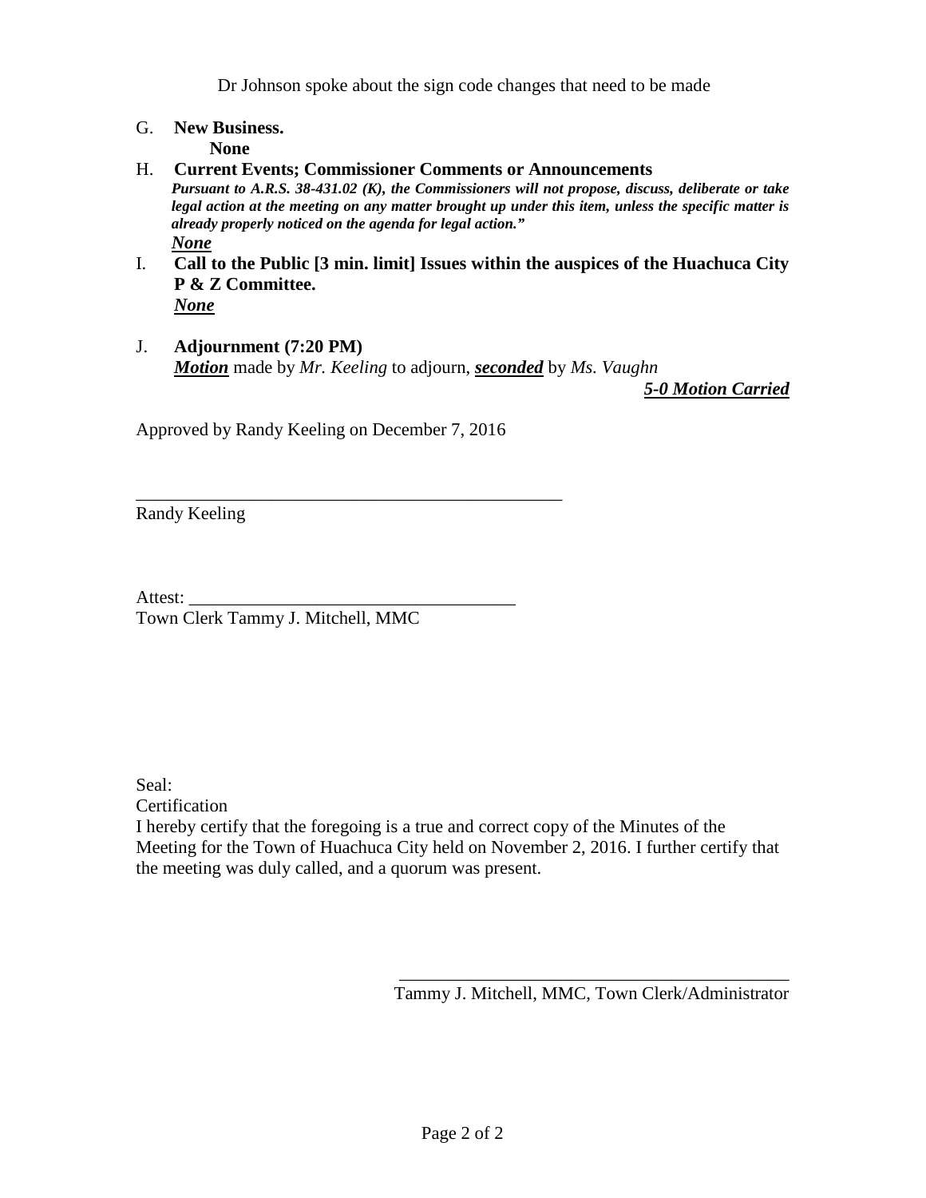Dr Johnson spoke about the sign code changes that need to be made

G. **New Business.**

**None**

H. **Current Events; Commissioner Comments or Announcements**

***Pursuant to A.R.S. 38-431.02 (K), the Commissioners will not propose, discuss, deliberate or take legal action at the meeting on any matter brought up under this item, unless the specific matter is already properly noticed on the agenda for legal action."***

***None***

I. **Call to the Public [3 min. limit] Issues within the auspices of the Huachuca City P & Z Committee.**

***None***

J. **Adjournment (7:20 PM)**

***Motion*** made by *Mr. Keeling* to adjourn, ***seconded*** by *Ms. Vaughn*

***5-0 Motion Carried***

Approved by Randy Keeling on December 7, 2016

_________________________________________________

Randy Keeling

Attest: ____________________________________

Town Clerk Tammy J. Mitchell, MMC

Seal:

Certification

I hereby certify that the foregoing is a true and correct copy of the Minutes of the Meeting for the Town of Huachuca City held on November 2, 2016. I further certify that the meeting was duly called, and a quorum was present.

_____________________________________________

Tammy J. Mitchell, MMC, Town Clerk/Administrator